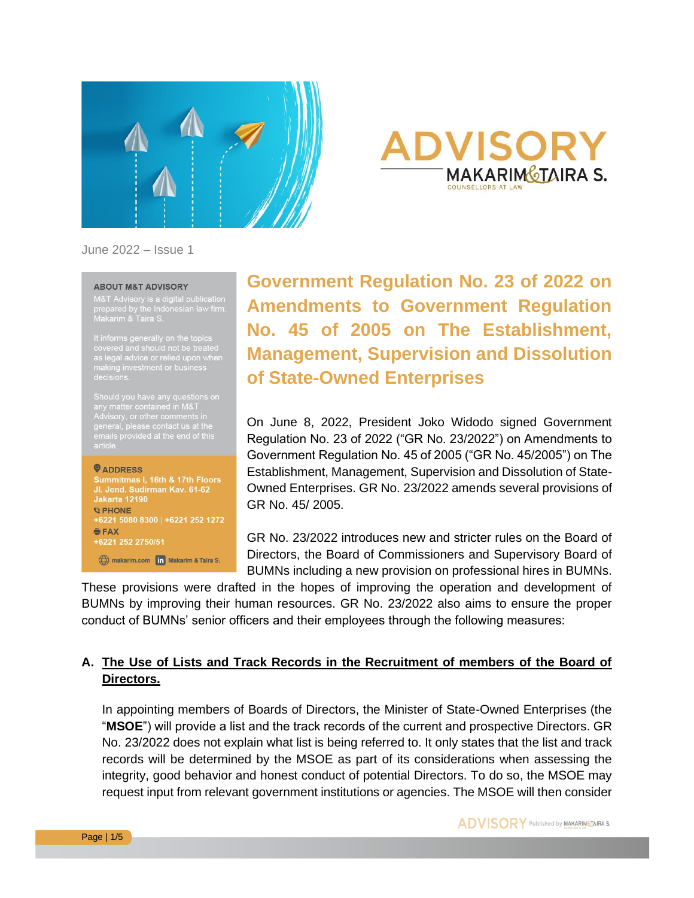# ADVISORY

MAKARIM & TAIRA S.
COUNSELLORS AT LAW

June 2022 – Issue 1

**ABOUT M&T ADVISORY**

M&T Advisory is a digital publication prepared by the Indonesian law firm, Makarim & Taira S.

It informs generally on the topics covered and should not be treated as legal advice or relied upon when making investment or business decisions.

Should you have any questions on any matter contained in M&T Advisory, or other comments in general, please contact us at the emails provided at the end of this article.

**ADDRESS**
Summitmas I, 16th & 17th Floors
Jl. Jend. Sudirman Kav. 61-62
Jakarta 12190

**PHONE**
+6221 5080 8300 | +6221 252 1272

**FAX**
+6221 252 2750/51

makarim.com | Makarim & Taira S.

## Government Regulation No. 23 of 2022 on Amendments to Government Regulation No. 45 of 2005 on The Establishment, Management, Supervision and Dissolution of State-Owned Enterprises

On June 8, 2022, President Joko Widodo signed Government Regulation No. 23 of 2022 ("GR No. 23/2022") on Amendments to Government Regulation No. 45 of 2005 ("GR No. 45/2005") on The Establishment, Management, Supervision and Dissolution of State-Owned Enterprises. GR No. 23/2022 amends several provisions of GR No. 45/ 2005.

GR No. 23/2022 introduces new and stricter rules on the Board of Directors, the Board of Commissioners and Supervisory Board of BUMNs including a new provision on professional hires in BUMNs. These provisions were drafted in the hopes of improving the operation and development of BUMNs by improving their human resources. GR No. 23/2022 also aims to ensure the proper conduct of BUMNs' senior officers and their employees through the following measures:

### A. The Use of Lists and Track Records in the Recruitment of members of the Board of Directors.

In appointing members of Boards of Directors, the Minister of State-Owned Enterprises (the "**MSOE**") will provide a list and the track records of the current and prospective Directors. GR No. 23/2022 does not explain what list is being referred to. It only states that the list and track records will be determined by the MSOE as part of its considerations when assessing the integrity, good behavior and honest conduct of potential Directors. To do so, the MSOE may request input from relevant government institutions or agencies. The MSOE will then consider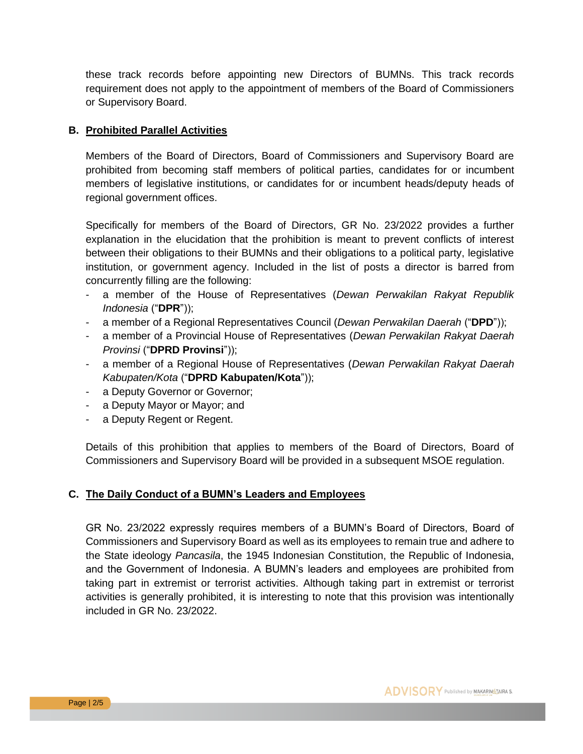these track records before appointing new Directors of BUMNs. This track records requirement does not apply to the appointment of members of the Board of Commissioners or Supervisory Board.

## B. Prohibited Parallel Activities

Members of the Board of Directors, Board of Commissioners and Supervisory Board are prohibited from becoming staff members of political parties, candidates for or incumbent members of legislative institutions, or candidates for or incumbent heads/deputy heads of regional government offices.

Specifically for members of the Board of Directors, GR No. 23/2022 provides a further explanation in the elucidation that the prohibition is meant to prevent conflicts of interest between their obligations to their BUMNs and their obligations to a political party, legislative institution, or government agency. Included in the list of posts a director is barred from concurrently filling are the following:

- a member of the House of Representatives (*Dewan Perwakilan Rakyat Republik Indonesia* ("**DPR**"));
- a member of a Regional Representatives Council (*Dewan Perwakilan Daerah* ("**DPD**"));
- a member of a Provincial House of Representatives (*Dewan Perwakilan Rakyat Daerah Provinsi* ("**DPRD Provinsi**"));
- a member of a Regional House of Representatives (*Dewan Perwakilan Rakyat Daerah Kabupaten/Kota* ("**DPRD Kabupaten/Kota**"));
- a Deputy Governor or Governor;
- a Deputy Mayor or Mayor; and
- a Deputy Regent or Regent.

Details of this prohibition that applies to members of the Board of Directors, Board of Commissioners and Supervisory Board will be provided in a subsequent MSOE regulation.

## C. The Daily Conduct of a BUMN's Leaders and Employees

GR No. 23/2022 expressly requires members of a BUMN's Board of Directors, Board of Commissioners and Supervisory Board as well as its employees to remain true and adhere to the State ideology *Pancasila*, the 1945 Indonesian Constitution, the Republic of Indonesia, and the Government of Indonesia. A BUMN's leaders and employees are prohibited from taking part in extremist or terrorist activities. Although taking part in extremist or terrorist activities is generally prohibited, it is interesting to note that this provision was intentionally included in GR No. 23/2022.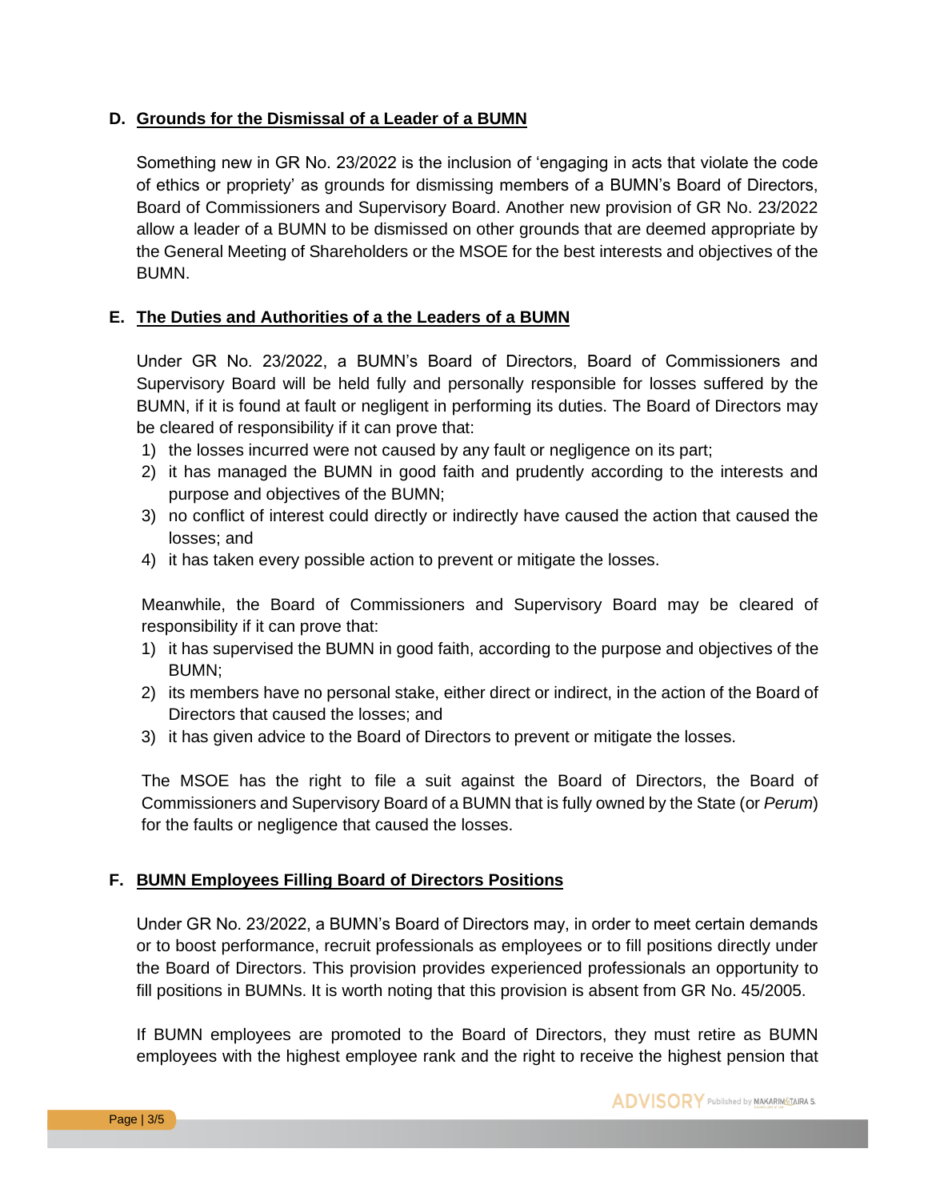## D. Grounds for the Dismissal of a Leader of a BUMN

Something new in GR No. 23/2022 is the inclusion of 'engaging in acts that violate the code of ethics or propriety' as grounds for dismissing members of a BUMN's Board of Directors, Board of Commissioners and Supervisory Board. Another new provision of GR No. 23/2022 allow a leader of a BUMN to be dismissed on other grounds that are deemed appropriate by the General Meeting of Shareholders or the MSOE for the best interests and objectives of the BUMN.

## E. The Duties and Authorities of a the Leaders of a BUMN

Under GR No. 23/2022, a BUMN's Board of Directors, Board of Commissioners and Supervisory Board will be held fully and personally responsible for losses suffered by the BUMN, if it is found at fault or negligent in performing its duties. The Board of Directors may be cleared of responsibility if it can prove that:

1) the losses incurred were not caused by any fault or negligence on its part;
2) it has managed the BUMN in good faith and prudently according to the interests and purpose and objectives of the BUMN;
3) no conflict of interest could directly or indirectly have caused the action that caused the losses; and
4) it has taken every possible action to prevent or mitigate the losses.

Meanwhile, the Board of Commissioners and Supervisory Board may be cleared of responsibility if it can prove that:

1) it has supervised the BUMN in good faith, according to the purpose and objectives of the BUMN;
2) its members have no personal stake, either direct or indirect, in the action of the Board of Directors that caused the losses; and
3) it has given advice to the Board of Directors to prevent or mitigate the losses.

The MSOE has the right to file a suit against the Board of Directors, the Board of Commissioners and Supervisory Board of a BUMN that is fully owned by the State (or *Perum*) for the faults or negligence that caused the losses.

## F. BUMN Employees Filling Board of Directors Positions

Under GR No. 23/2022, a BUMN's Board of Directors may, in order to meet certain demands or to boost performance, recruit professionals as employees or to fill positions directly under the Board of Directors. This provision provides experienced professionals an opportunity to fill positions in BUMNs. It is worth noting that this provision is absent from GR No. 45/2005.

If BUMN employees are promoted to the Board of Directors, they must retire as BUMN employees with the highest employee rank and the right to receive the highest pension that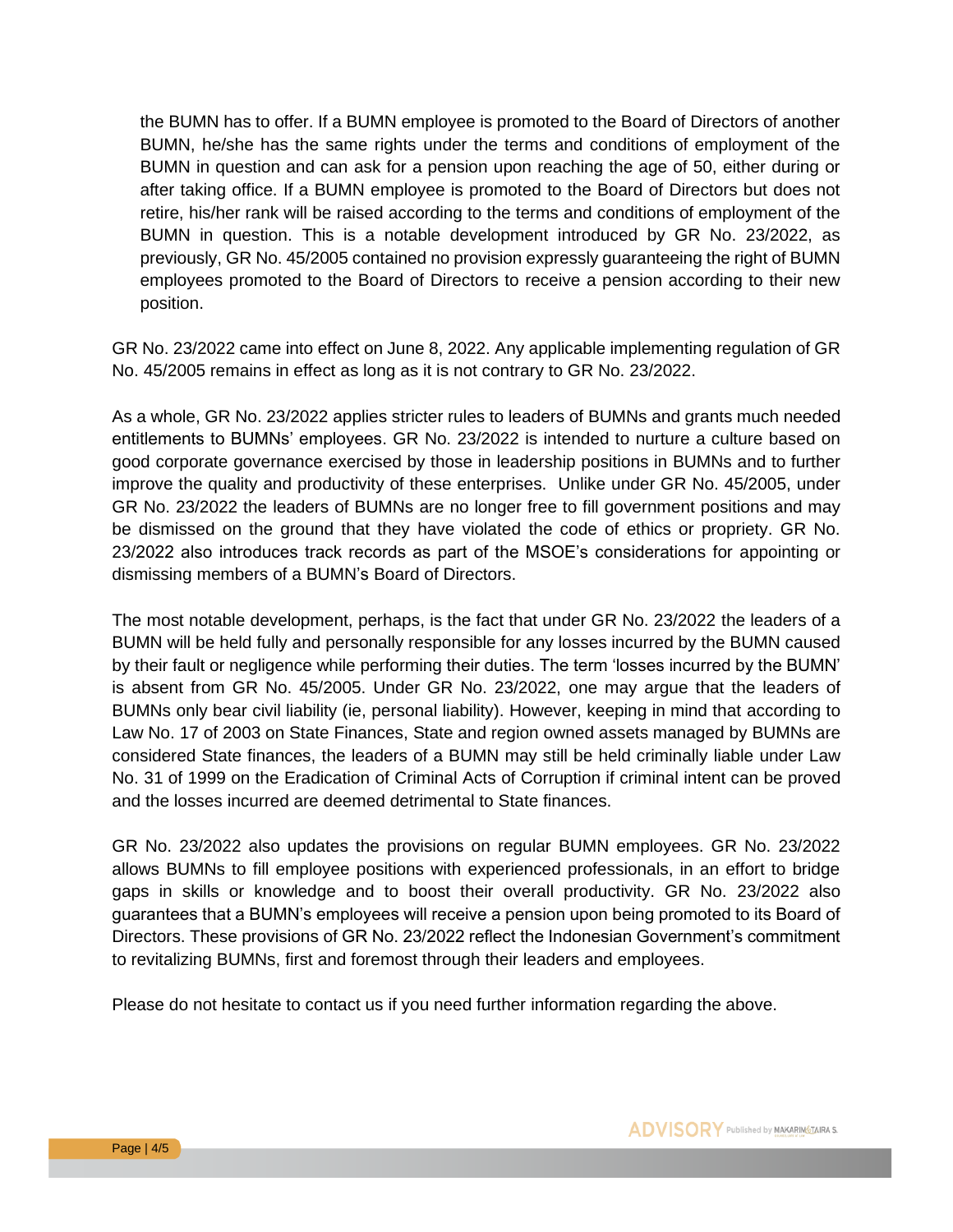the BUMN has to offer. If a BUMN employee is promoted to the Board of Directors of another BUMN, he/she has the same rights under the terms and conditions of employment of the BUMN in question and can ask for a pension upon reaching the age of 50, either during or after taking office. If a BUMN employee is promoted to the Board of Directors but does not retire, his/her rank will be raised according to the terms and conditions of employment of the BUMN in question. This is a notable development introduced by GR No. 23/2022, as previously, GR No. 45/2005 contained no provision expressly guaranteeing the right of BUMN employees promoted to the Board of Directors to receive a pension according to their new position.

GR No. 23/2022 came into effect on June 8, 2022. Any applicable implementing regulation of GR No. 45/2005 remains in effect as long as it is not contrary to GR No. 23/2022.

As a whole, GR No. 23/2022 applies stricter rules to leaders of BUMNs and grants much needed entitlements to BUMNs' employees. GR No. 23/2022 is intended to nurture a culture based on good corporate governance exercised by those in leadership positions in BUMNs and to further improve the quality and productivity of these enterprises. Unlike under GR No. 45/2005, under GR No. 23/2022 the leaders of BUMNs are no longer free to fill government positions and may be dismissed on the ground that they have violated the code of ethics or propriety. GR No. 23/2022 also introduces track records as part of the MSOE's considerations for appointing or dismissing members of a BUMN's Board of Directors.

The most notable development, perhaps, is the fact that under GR No. 23/2022 the leaders of a BUMN will be held fully and personally responsible for any losses incurred by the BUMN caused by their fault or negligence while performing their duties. The term 'losses incurred by the BUMN' is absent from GR No. 45/2005. Under GR No. 23/2022, one may argue that the leaders of BUMNs only bear civil liability (ie, personal liability). However, keeping in mind that according to Law No. 17 of 2003 on State Finances, State and region owned assets managed by BUMNs are considered State finances, the leaders of a BUMN may still be held criminally liable under Law No. 31 of 1999 on the Eradication of Criminal Acts of Corruption if criminal intent can be proved and the losses incurred are deemed detrimental to State finances.

GR No. 23/2022 also updates the provisions on regular BUMN employees. GR No. 23/2022 allows BUMNs to fill employee positions with experienced professionals, in an effort to bridge gaps in skills or knowledge and to boost their overall productivity. GR No. 23/2022 also guarantees that a BUMN's employees will receive a pension upon being promoted to its Board of Directors. These provisions of GR No. 23/2022 reflect the Indonesian Government's commitment to revitalizing BUMNs, first and foremost through their leaders and employees.

Please do not hesitate to contact us if you need further information regarding the above.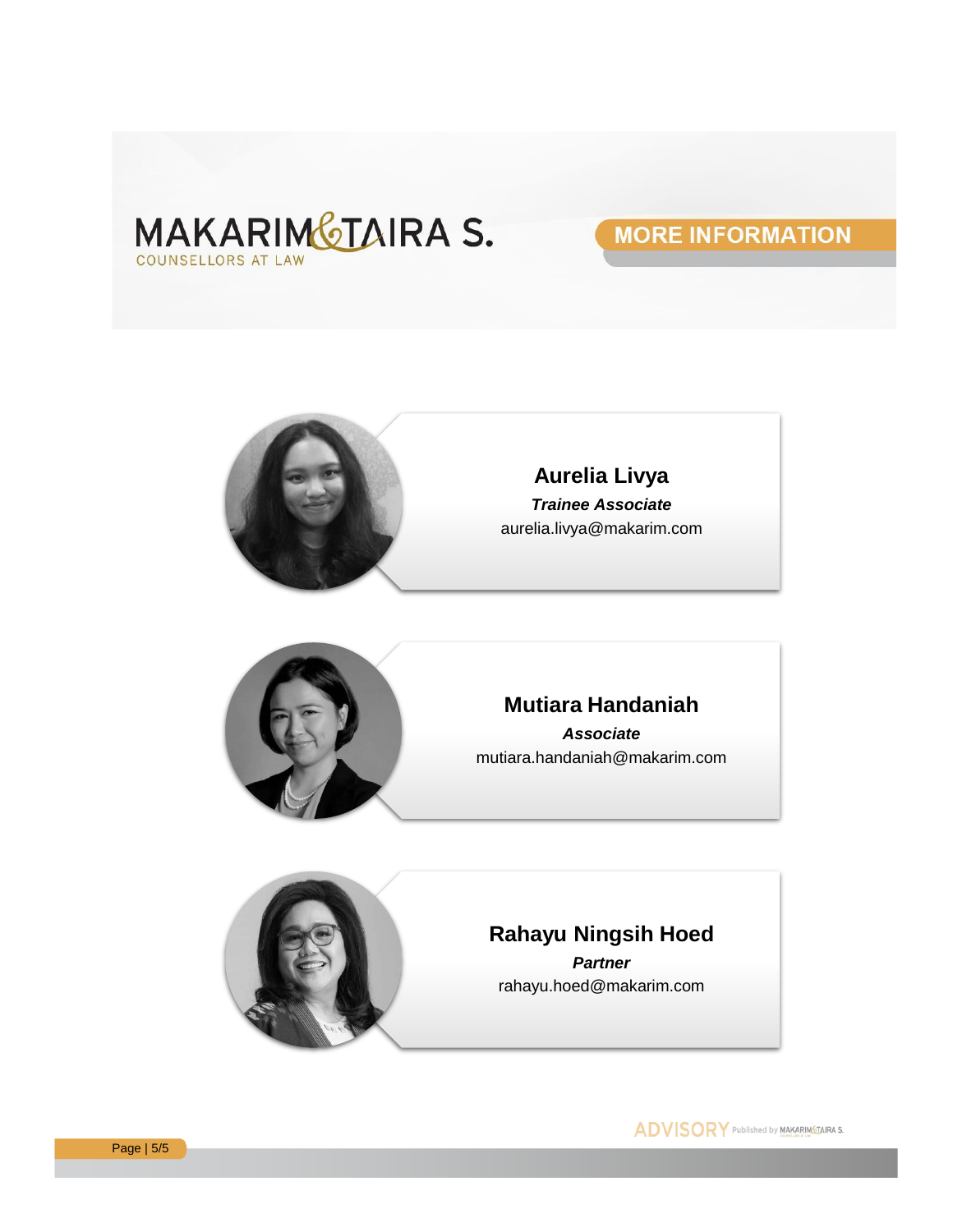MAKARIM & TAIRA S.
COUNSELLORS AT LAW

## MORE INFORMATION

### Aurelia Livya

***Trainee Associate***

aurelia.livya@makarim.com

### Mutiara Handaniah

***Associate***

mutiara.handaniah@makarim.com

### Rahayu Ningsih Hoed

***Partner***

rahayu.hoed@makarim.com